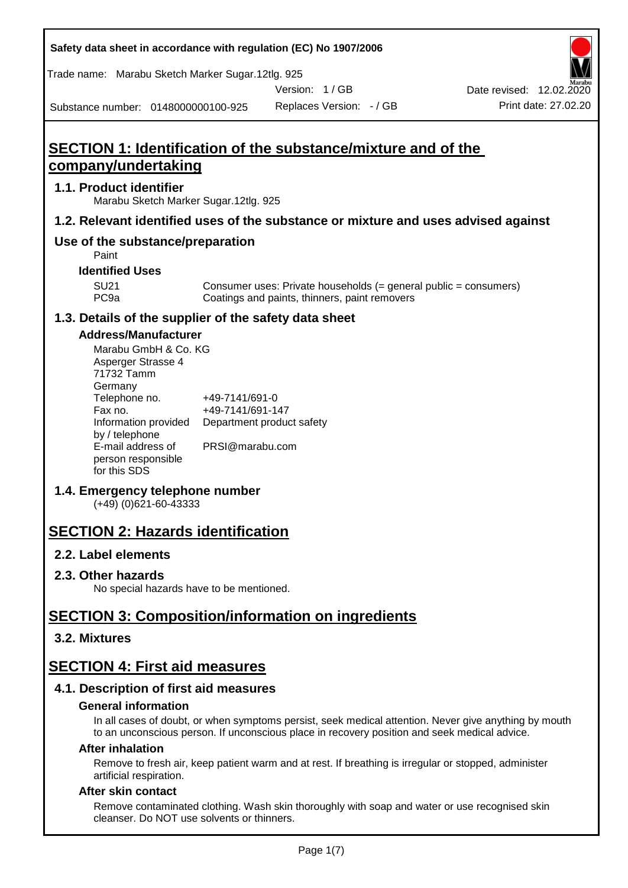# SECTION 1: Identification of the substance/mixture and of the company/undertaking

## 1.1. Product identifier

Marabu Sketch Marker Sugar.12tlg. 925

## 1.2. Relevant identified uses of the substance or mixture and uses advised against

## Use of the substance/preparation

Paint

### Identified Uses

| | |
|---|---|
| SU21 | Consumer uses: Private households (= general public = consumers) |
| PC9a | Coatings and paints, thinners, paint removers |

## 1.3. Details of the supplier of the safety data sheet

### Address/Manufacturer

Marabu GmbH & Co. KG
Asperger Strasse 4
71732 Tamm
Germany

| | |
|---|---|
| Telephone no. | +49-7141/691-0 |
| Fax no. | +49-7141/691-147 |
| Information provided by / telephone | Department product safety |
| E-mail address of person responsible for this SDS | PRSI@marabu.com |

## 1.4. Emergency telephone number

(+49) (0)621-60-43333

# SECTION 2: Hazards identification

## 2.2. Label elements

## 2.3. Other hazards

No special hazards have to be mentioned.

# SECTION 3: Composition/information on ingredients

## 3.2. Mixtures

# SECTION 4: First aid measures

## 4.1. Description of first aid measures

### General information

In all cases of doubt, or when symptoms persist, seek medical attention. Never give anything by mouth to an unconscious person. If unconscious place in recovery position and seek medical advice.

### After inhalation

Remove to fresh air, keep patient warm and at rest. If breathing is irregular or stopped, administer artificial respiration.

### After skin contact

Remove contaminated clothing. Wash skin thoroughly with soap and water or use recognised skin cleanser. Do NOT use solvents or thinners.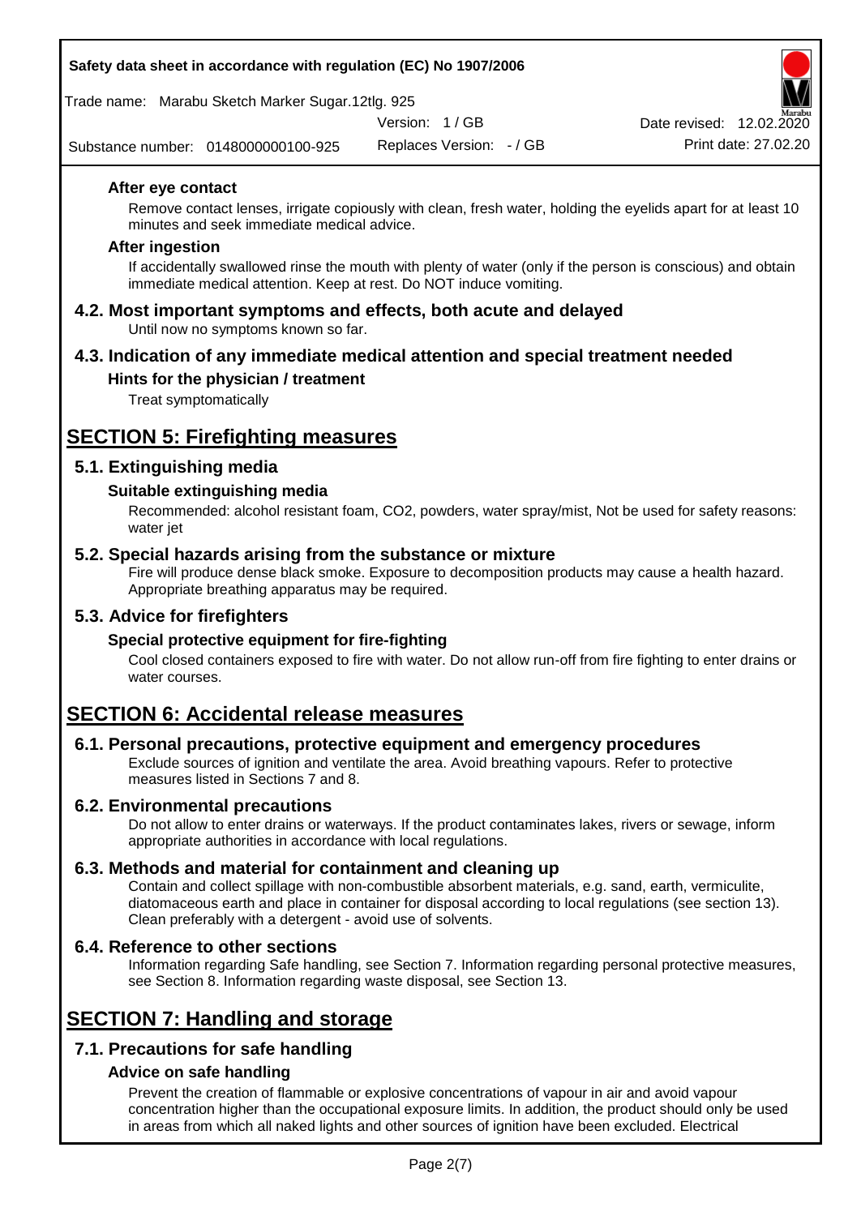**After eye contact**

Remove contact lenses, irrigate copiously with clean, fresh water, holding the eyelids apart for at least 10 minutes and seek immediate medical advice.

**After ingestion**

If accidentally swallowed rinse the mouth with plenty of water (only if the person is conscious) and obtain immediate medical attention. Keep at rest. Do NOT induce vomiting.

### 4.2. Most important symptoms and effects, both acute and delayed

Until now no symptoms known so far.

### 4.3. Indication of any immediate medical attention and special treatment needed

**Hints for the physician / treatment**

Treat symptomatically

## SECTION 5: Firefighting measures

### 5.1. Extinguishing media

**Suitable extinguishing media**

Recommended: alcohol resistant foam, $CO_2$, powders, water spray/mist, Not be used for safety reasons: water jet

### 5.2. Special hazards arising from the substance or mixture

Fire will produce dense black smoke. Exposure to decomposition products may cause a health hazard. Appropriate breathing apparatus may be required.

### 5.3. Advice for firefighters

**Special protective equipment for fire-fighting**

Cool closed containers exposed to fire with water. Do not allow run-off from fire fighting to enter drains or water courses.

## SECTION 6: Accidental release measures

### 6.1. Personal precautions, protective equipment and emergency procedures

Exclude sources of ignition and ventilate the area. Avoid breathing vapours. Refer to protective measures listed in Sections 7 and 8.

### 6.2. Environmental precautions

Do not allow to enter drains or waterways. If the product contaminates lakes, rivers or sewage, inform appropriate authorities in accordance with local regulations.

### 6.3. Methods and material for containment and cleaning up

Contain and collect spillage with non-combustible absorbent materials, e.g. sand, earth, vermiculite, diatomaceous earth and place in container for disposal according to local regulations (see section 13). Clean preferably with a detergent - avoid use of solvents.

### 6.4. Reference to other sections

Information regarding Safe handling, see Section 7. Information regarding personal protective measures, see Section 8. Information regarding waste disposal, see Section 13.

## SECTION 7: Handling and storage

### 7.1. Precautions for safe handling

**Advice on safe handling**

Prevent the creation of flammable or explosive concentrations of vapour in air and avoid vapour concentration higher than the occupational exposure limits. In addition, the product should only be used in areas from which all naked lights and other sources of ignition have been excluded. Electrical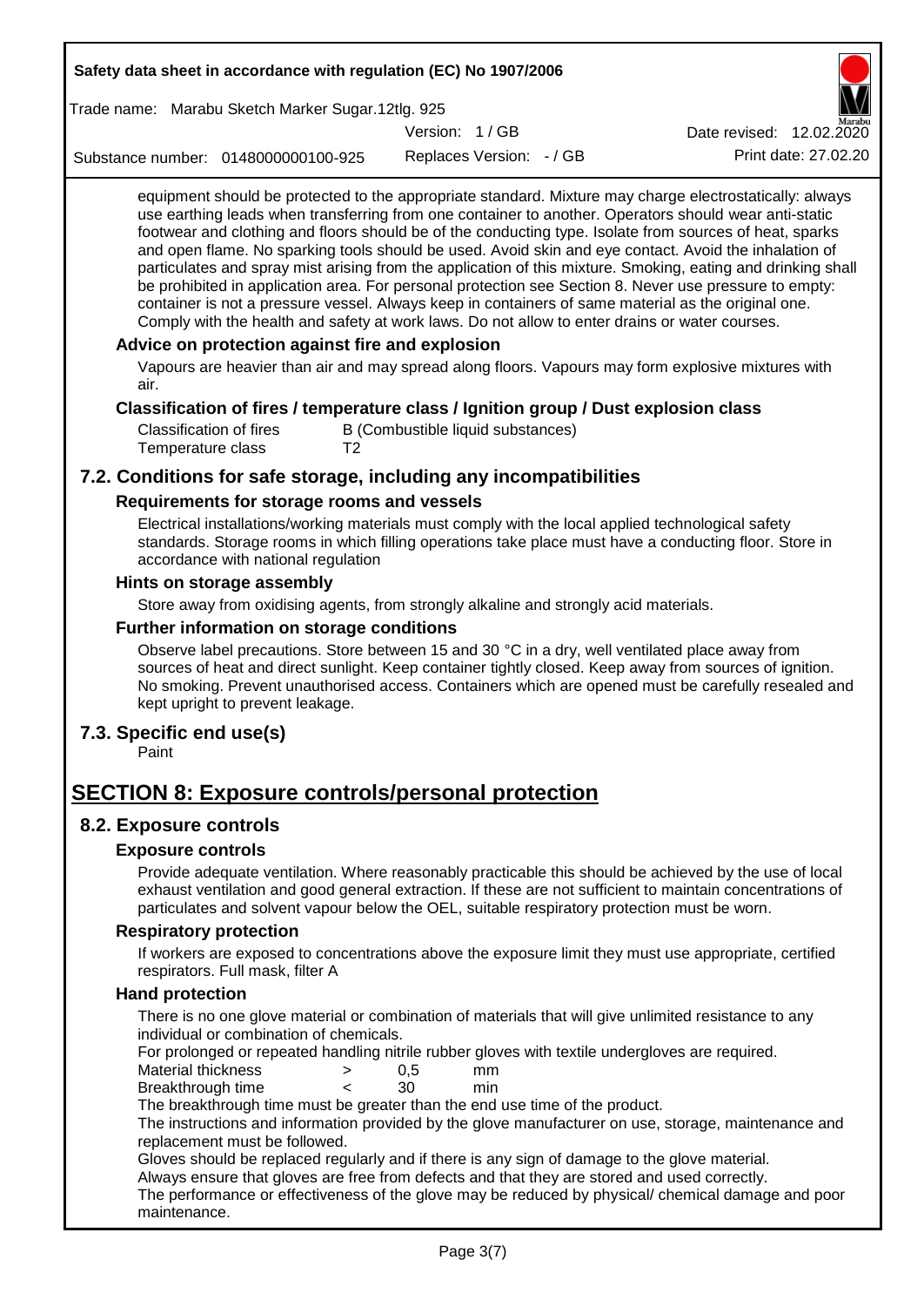equipment should be protected to the appropriate standard. Mixture may charge electrostatically: always use earthing leads when transferring from one container to another. Operators should wear anti-static footwear and clothing and floors should be of the conducting type. Isolate from sources of heat, sparks and open flame. No sparking tools should be used. Avoid skin and eye contact. Avoid the inhalation of particulates and spray mist arising from the application of this mixture. Smoking, eating and drinking shall be prohibited in application area. For personal protection see Section 8. Never use pressure to empty: container is not a pressure vessel. Always keep in containers of same material as the original one. Comply with the health and safety at work laws. Do not allow to enter drains or water courses.

### Advice on protection against fire and explosion

Vapours are heavier than air and may spread along floors. Vapours may form explosive mixtures with air.

### Classification of fires / temperature class / Ignition group / Dust explosion class

| | |
|---|---|
| Classification of fires | B (Combustible liquid substances) |
| Temperature class | T2 |

## 7.2. Conditions for safe storage, including any incompatibilities

### Requirements for storage rooms and vessels

Electrical installations/working materials must comply with the local applied technological safety standards. Storage rooms in which filling operations take place must have a conducting floor. Store in accordance with national regulation

### Hints on storage assembly

Store away from oxidising agents, from strongly alkaline and strongly acid materials.

### Further information on storage conditions

Observe label precautions. Store between 15 and 30 °C in a dry, well ventilated place away from sources of heat and direct sunlight. Keep container tightly closed. Keep away from sources of ignition. No smoking. Prevent unauthorised access. Containers which are opened must be carefully resealed and kept upright to prevent leakage.

## 7.3. Specific end use(s)

Paint

# SECTION 8: Exposure controls/personal protection

## 8.2. Exposure controls

### Exposure controls

Provide adequate ventilation. Where reasonably practicable this should be achieved by the use of local exhaust ventilation and good general extraction. If these are not sufficient to maintain concentrations of particulates and solvent vapour below the OEL, suitable respiratory protection must be worn.

### Respiratory protection

If workers are exposed to concentrations above the exposure limit they must use appropriate, certified respirators. Full mask, filter A

### Hand protection

There is no one glove material or combination of materials that will give unlimited resistance to any individual or combination of chemicals.

For prolonged or repeated handling nitrile rubber gloves with textile undergloves are required.

| | | | |
|---|---|---|---|
| Material thickness | > | 0,5 | mm |
| Breakthrough time | < | 30 | min |

The breakthrough time must be greater than the end use time of the product.

The instructions and information provided by the glove manufacturer on use, storage, maintenance and replacement must be followed.

Gloves should be replaced regularly and if there is any sign of damage to the glove material.

Always ensure that gloves are free from defects and that they are stored and used correctly.

The performance or effectiveness of the glove may be reduced by physical/ chemical damage and poor maintenance.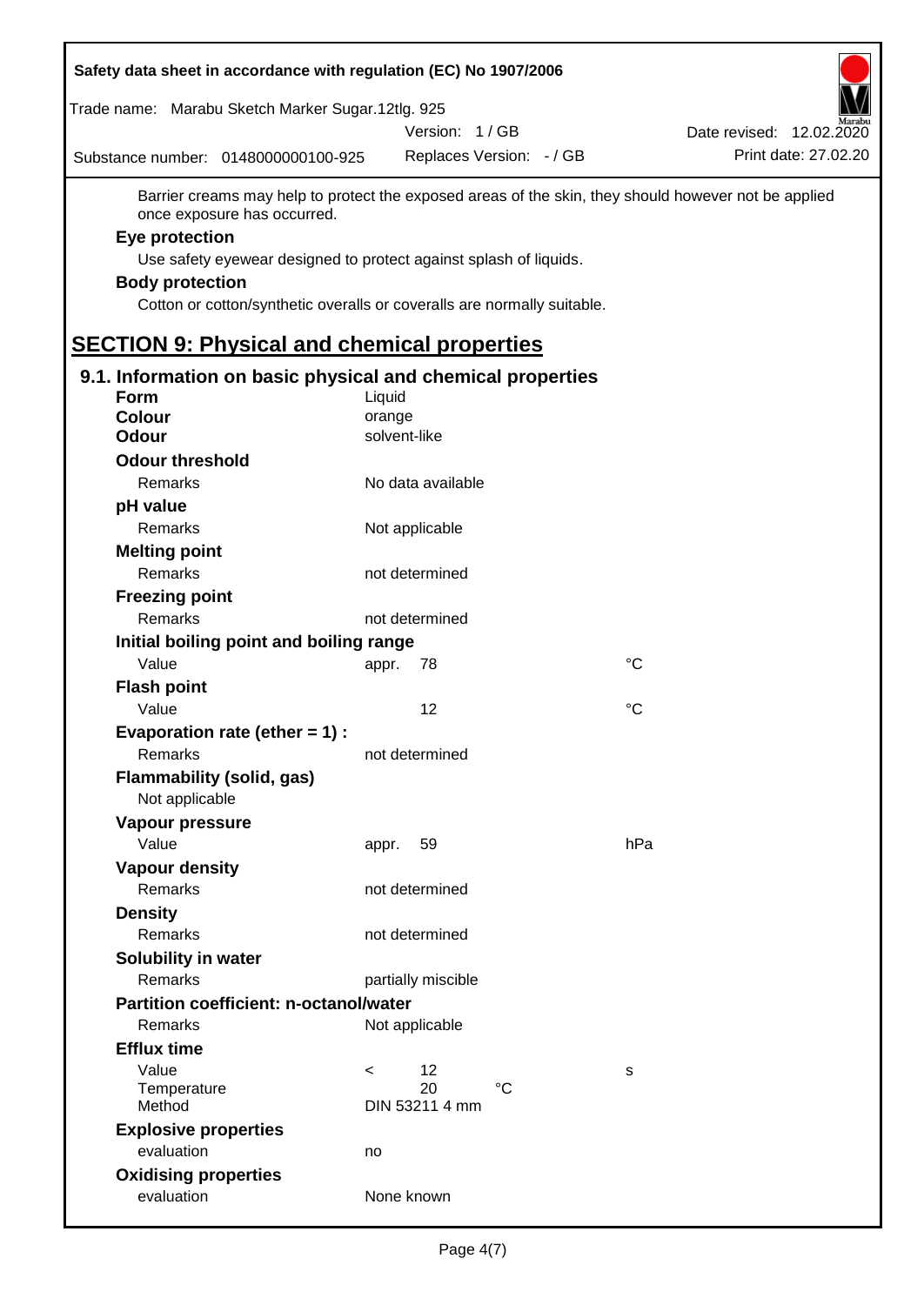Barrier creams may help to protect the exposed areas of the skin, they should however not be applied once exposure has occurred.

**Eye protection**

Use safety eyewear designed to protect against splash of liquids.

**Body protection**

Cotton or cotton/synthetic overalls or coveralls are normally suitable.

## SECTION 9: Physical and chemical properties

### 9.1. Information on basic physical and chemical properties

| | | |
|---|---|---|
| **Form** | Liquid | |
| **Colour** | orange | |
| **Odour** | solvent-like | |
| **Odour threshold** | | |
| Remarks | No data available | |
| **pH value** | | |
| Remarks | Not applicable | |
| **Melting point** | | |
| Remarks | not determined | |
| **Freezing point** | | |
| Remarks | not determined | |
| **Initial boiling point and boiling range** | | |
| Value | appr. 78 | °C |
| **Flash point** | | |
| Value | 12 | °C |
| **Evaporation rate (ether = 1) :** | | |
| Remarks | not determined | |
| **Flammability (solid, gas)** | | |
| Not applicable | | |
| **Vapour pressure** | | |
| Value | appr. 59 | hPa |
| **Vapour density** | | |
| Remarks | not determined | |
| **Density** | | |
| Remarks | not determined | |
| **Solubility in water** | | |
| Remarks | partially miscible | |
| **Partition coefficient: n-octanol/water** | | |
| Remarks | Not applicable | |
| **Efflux time** | | |
| Value | < 12 | s |
| Temperature | 20 °C | |
| Method | DIN 53211 4 mm | |
| **Explosive properties** | | |
| evaluation | no | |
| **Oxidising properties** | | |
| evaluation | None known | |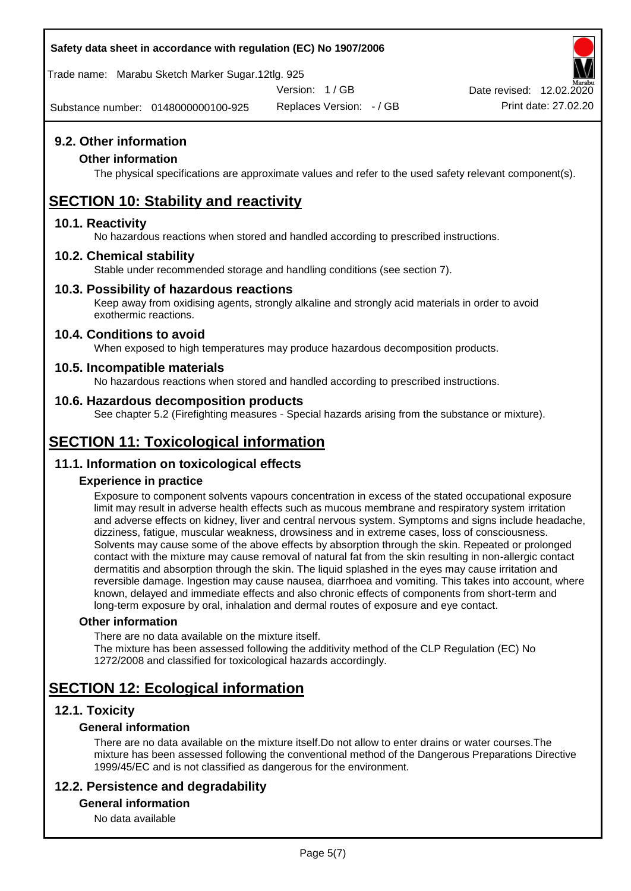## 9.2. Other information

### Other information

The physical specifications are approximate values and refer to the used safety relevant component(s).

# SECTION 10: Stability and reactivity

## 10.1. Reactivity

No hazardous reactions when stored and handled according to prescribed instructions.

## 10.2. Chemical stability

Stable under recommended storage and handling conditions (see section 7).

## 10.3. Possibility of hazardous reactions

Keep away from oxidising agents, strongly alkaline and strongly acid materials in order to avoid exothermic reactions.

## 10.4. Conditions to avoid

When exposed to high temperatures may produce hazardous decomposition products.

## 10.5. Incompatible materials

No hazardous reactions when stored and handled according to prescribed instructions.

## 10.6. Hazardous decomposition products

See chapter 5.2 (Firefighting measures - Special hazards arising from the substance or mixture).

# SECTION 11: Toxicological information

## 11.1. Information on toxicological effects

### Experience in practice

Exposure to component solvents vapours concentration in excess of the stated occupational exposure limit may result in adverse health effects such as mucous membrane and respiratory system irritation and adverse effects on kidney, liver and central nervous system. Symptoms and signs include headache, dizziness, fatigue, muscular weakness, drowsiness and in extreme cases, loss of consciousness. Solvents may cause some of the above effects by absorption through the skin. Repeated or prolonged contact with the mixture may cause removal of natural fat from the skin resulting in non-allergic contact dermatitis and absorption through the skin. The liquid splashed in the eyes may cause irritation and reversible damage. Ingestion may cause nausea, diarrhoea and vomiting. This takes into account, where known, delayed and immediate effects and also chronic effects of components from short-term and long-term exposure by oral, inhalation and dermal routes of exposure and eye contact.

### Other information

There are no data available on the mixture itself.
The mixture has been assessed following the additivity method of the CLP Regulation (EC) No 1272/2008 and classified for toxicological hazards accordingly.

# SECTION 12: Ecological information

## 12.1. Toxicity

### General information

There are no data available on the mixture itself.Do not allow to enter drains or water courses.The mixture has been assessed following the conventional method of the Dangerous Preparations Directive 1999/45/EC and is not classified as dangerous for the environment.

## 12.2. Persistence and degradability

### General information

No data available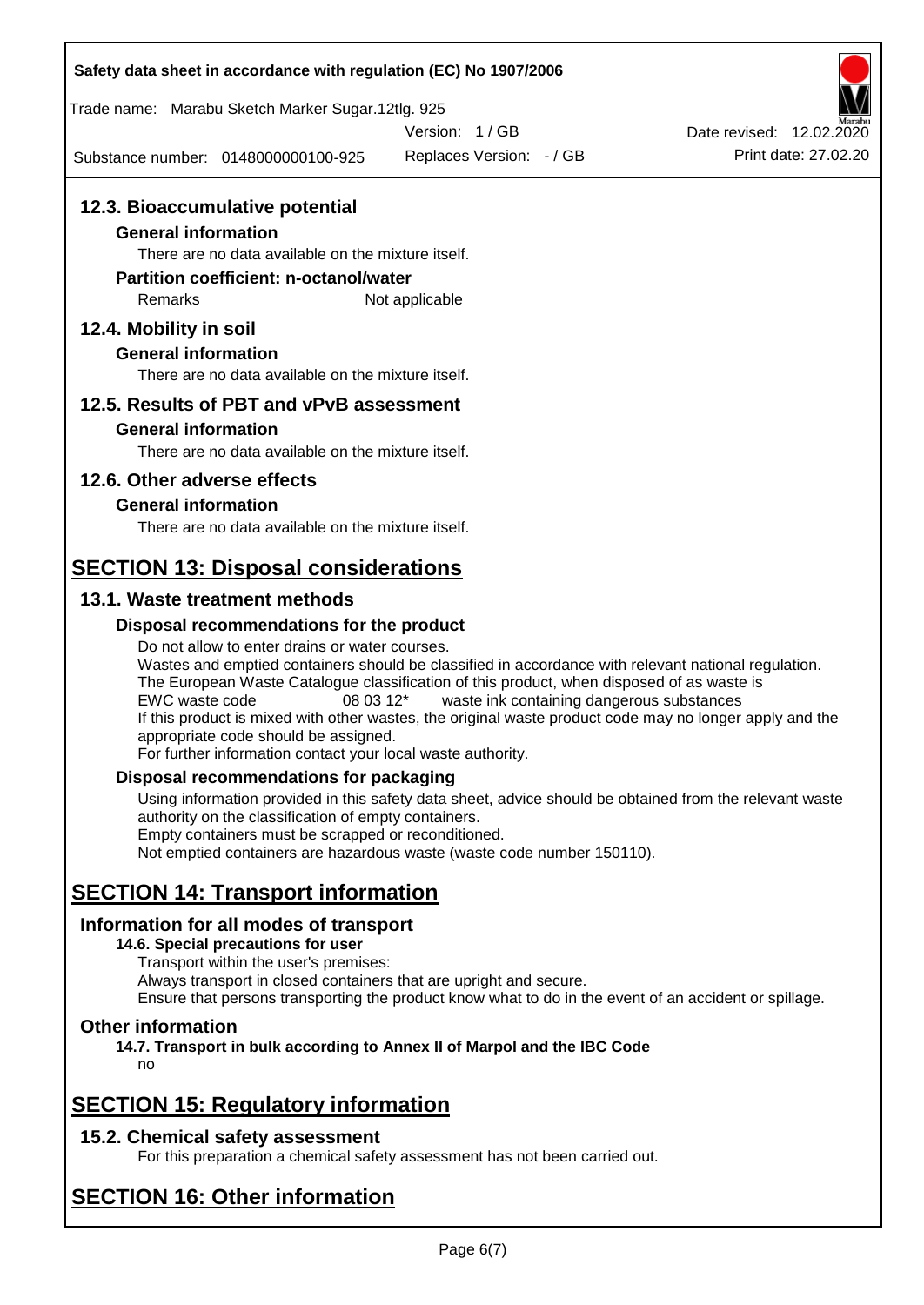## 12.3. Bioaccumulative potential

### General information

There are no data available on the mixture itself.

### Partition coefficient: n-octanol/water

Remarks Not applicable

## 12.4. Mobility in soil

### General information

There are no data available on the mixture itself.

## 12.5. Results of PBT and vPvB assessment

### General information

There are no data available on the mixture itself.

## 12.6. Other adverse effects

### General information

There are no data available on the mixture itself.

# SECTION 13: Disposal considerations

## 13.1. Waste treatment methods

### Disposal recommendations for the product

Do not allow to enter drains or water courses.
Wastes and emptied containers should be classified in accordance with relevant national regulation.
The European Waste Catalogue classification of this product, when disposed of as waste is
EWC waste code 08 03 12* waste ink containing dangerous substances
If this product is mixed with other wastes, the original waste product code may no longer apply and the appropriate code should be assigned.
For further information contact your local waste authority.

### Disposal recommendations for packaging

Using information provided in this safety data sheet, advice should be obtained from the relevant waste authority on the classification of empty containers.
Empty containers must be scrapped or reconditioned.
Not emptied containers are hazardous waste (waste code number 150110).

# SECTION 14: Transport information

## Information for all modes of transport

### 14.6. Special precautions for user

Transport within the user's premises:
Always transport in closed containers that are upright and secure.
Ensure that persons transporting the product know what to do in the event of an accident or spillage.

## Other information

### 14.7. Transport in bulk according to Annex II of Marpol and the IBC Code

no

# SECTION 15: Regulatory information

## 15.2. Chemical safety assessment

For this preparation a chemical safety assessment has not been carried out.

# SECTION 16: Other information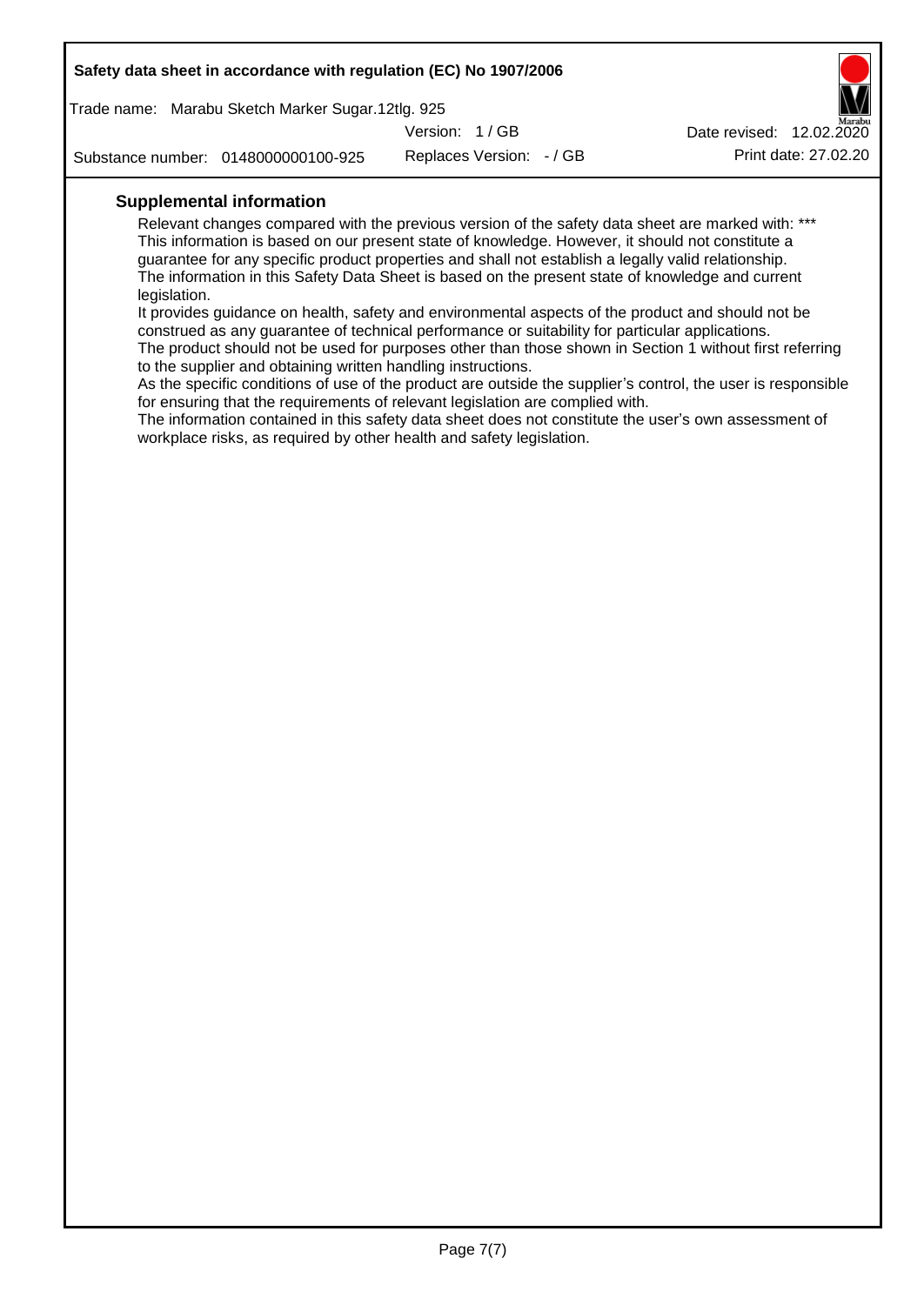## Supplemental information

Relevant changes compared with the previous version of the safety data sheet are marked with: ***
This information is based on our present state of knowledge. However, it should not constitute a guarantee for any specific product properties and shall not establish a legally valid relationship.
The information in this Safety Data Sheet is based on the present state of knowledge and current legislation.
It provides guidance on health, safety and environmental aspects of the product and should not be construed as any guarantee of technical performance or suitability for particular applications.
The product should not be used for purposes other than those shown in Section 1 without first referring to the supplier and obtaining written handling instructions.
As the specific conditions of use of the product are outside the supplier's control, the user is responsible for ensuring that the requirements of relevant legislation are complied with.
The information contained in this safety data sheet does not constitute the user's own assessment of workplace risks, as required by other health and safety legislation.